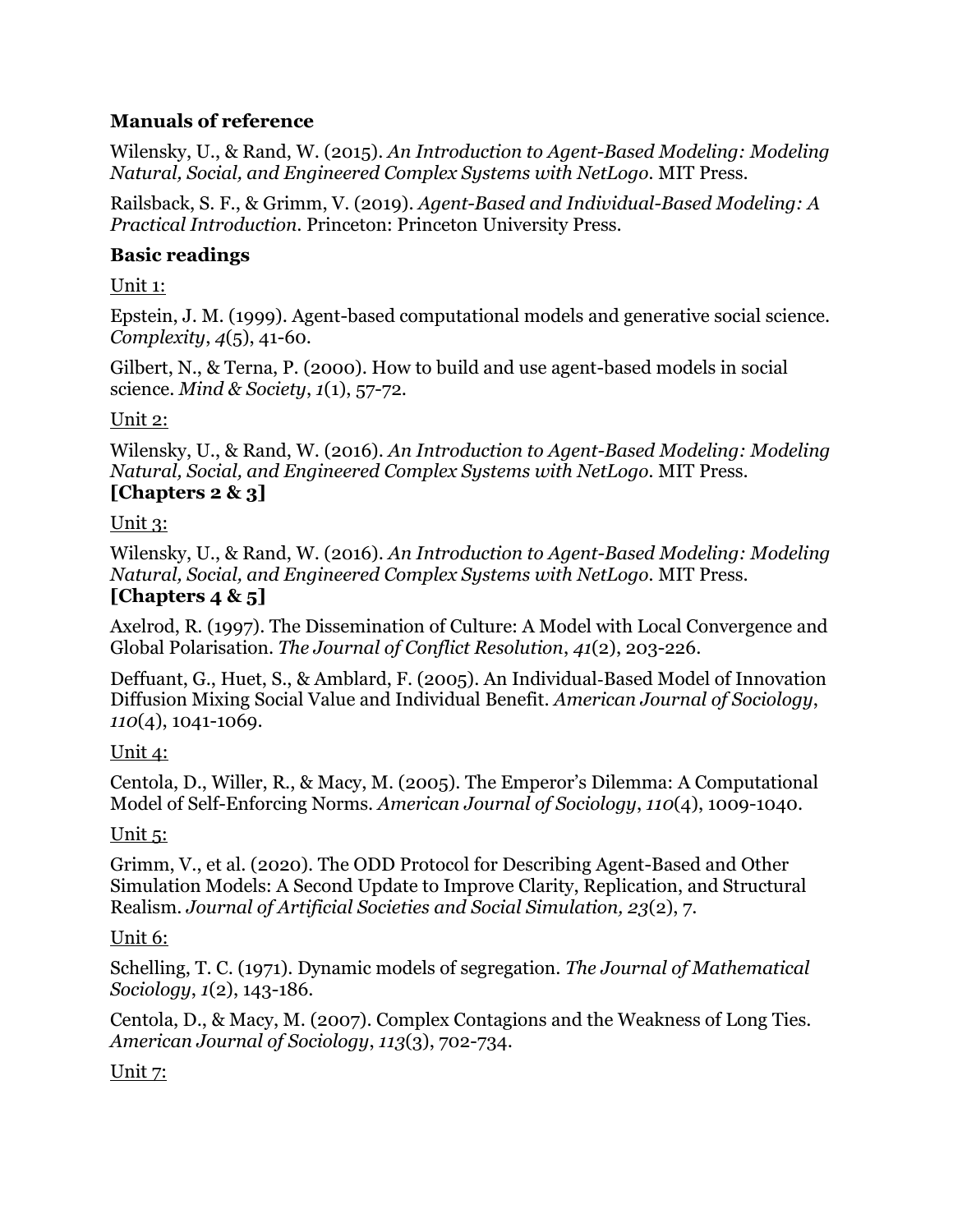**Manuals of reference**

Wilensky, U., & Rand, W. (2015). *An Introduction to Agent-Based Modeling: Modeling Natural, Social, and Engineered Complex Systems with NetLogo*. MIT Press.

Railsback, S. F., & Grimm, V. (2019). *Agent-Based and Individual-Based Modeling: A Practical Introduction.* Princeton: Princeton University Press.

**Basic readings**

Unit 1:

Epstein, J. M. (1999). Agent-based computational models and generative social science. *Complexity*, *4*(5), 41-60.

Gilbert, N., & Terna, P. (2000). How to build and use agent-based models in social science. *Mind & Society*, *1*(1), 57-72.

Unit 2:

Wilensky, U., & Rand, W. (2016). *An Introduction to Agent-Based Modeling: Modeling Natural, Social, and Engineered Complex Systems with NetLogo*. MIT Press. **[Chapters 2 & 3]**

Unit 3:

Wilensky, U., & Rand, W. (2016). *An Introduction to Agent-Based Modeling: Modeling Natural, Social, and Engineered Complex Systems with NetLogo*. MIT Press. **[Chapters 4 & 5]**

Axelrod, R. (1997). The Dissemination of Culture: A Model with Local Convergence and Global Polarisation. *The Journal of Conflict Resolution*, *41*(2), 203-226.

Deffuant, G., Huet, S., & Amblard, F. (2005). An Individual-Based Model of Innovation Diffusion Mixing Social Value and Individual Benefit. *American Journal of Sociology*, *110*(4), 1041-1069.

Unit 4:

Centola, D., Willer, R., & Macy, M. (2005). The Emperor's Dilemma: A Computational Model of Self-Enforcing Norms. *American Journal of Sociology*, *110*(4), 1009-1040.

Unit 5:

Grimm, V., et al. (2020). The ODD Protocol for Describing Agent-Based and Other Simulation Models: A Second Update to Improve Clarity, Replication, and Structural Realism. *Journal of Artificial Societies and Social Simulation, 23*(2), 7.

Unit 6:

Schelling, T. C. (1971). Dynamic models of segregation. *The Journal of Mathematical Sociology*, *1*(2), 143-186.

Centola, D., & Macy, M. (2007). Complex Contagions and the Weakness of Long Ties. *American Journal of Sociology*, *113*(3), 702-734.

Unit 7: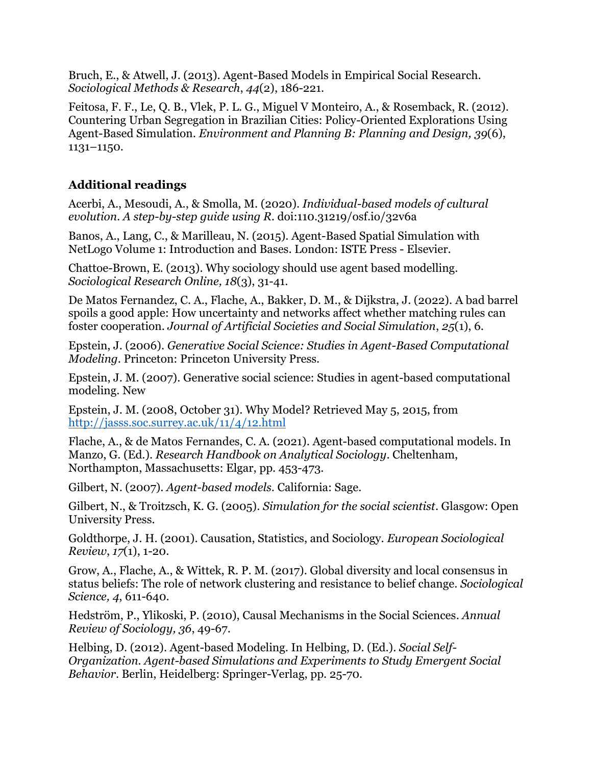Bruch, E., & Atwell, J. (2013). Agent-Based Models in Empirical Social Research. *Sociological Methods & Research*, *44*(2), 186-221.

Feitosa, F. F., Le, Q. B., Vlek, P. L. G., Miguel V Monteiro, A., & Rosemback, R. (2012). Countering Urban Segregation in Brazilian Cities: Policy-Oriented Explorations Using Agent-Based Simulation. *Environment and Planning B: Planning and Design, 39*(6), 1131–1150.

### Additional readings

Acerbi, A., Mesoudi, A., & Smolla, M. (2020). *Individual-based models of cultural evolution. A step-by-step guide using R*. doi:110.31219/osf.io/32v6a

Banos, A., Lang, C., & Marilleau, N. (2015). Agent-Based Spatial Simulation with NetLogo Volume 1: Introduction and Bases. London: ISTE Press - Elsevier.

Chattoe-Brown, E. (2013). Why sociology should use agent based modelling. *Sociological Research Online, 18*(3), 31-41.

De Matos Fernandez, C. A., Flache, A., Bakker, D. M., & Dijkstra, J. (2022). A bad barrel spoils a good apple: How uncertainty and networks affect whether matching rules can foster cooperation. *Journal of Artificial Societies and Social Simulation*, *25*(1), 6.

Epstein, J. (2006). *Generative Social Science: Studies in Agent-Based Computational Modeling*. Princeton: Princeton University Press.

Epstein, J. M. (2007). Generative social science: Studies in agent-based computational modeling. New

Epstein, J. M. (2008, October 31). Why Model? Retrieved May 5, 2015, from [http://jasss.soc.surrey.ac.uk/11/4/12.html](http://jasss.soc.surrey.ac.uk/11/4/12.html)

Flache, A., & de Matos Fernandes, C. A. (2021). Agent-based computational models. In Manzo, G. (Ed.). *Research Handbook on Analytical Sociology*. Cheltenham, Northampton, Massachusetts: Elgar, pp. 453-473.

Gilbert, N. (2007). *Agent-based models*. California: Sage.

Gilbert, N., & Troitzsch, K. G. (2005). *Simulation for the social scientist*. Glasgow: Open University Press.

Goldthorpe, J. H. (2001). Causation, Statistics, and Sociology. *European Sociological Review*, *17*(1), 1-20.

Grow, A., Flache, A., & Wittek, R. P. M. (2017). Global diversity and local consensus in status beliefs: The role of network clustering and resistance to belief change. *Sociological Science, 4*, 611-640.

Hedström, P., Ylikoski, P. (2010), Causal Mechanisms in the Social Sciences. *Annual Review of Sociology, 36*, 49-67.

Helbing, D. (2012). Agent-based Modeling. In Helbing, D. (Ed.). *Social Self-Organization. Agent-based Simulations and Experiments to Study Emergent Social Behavior*. Berlin, Heidelberg: Springer-Verlag, pp. 25-70.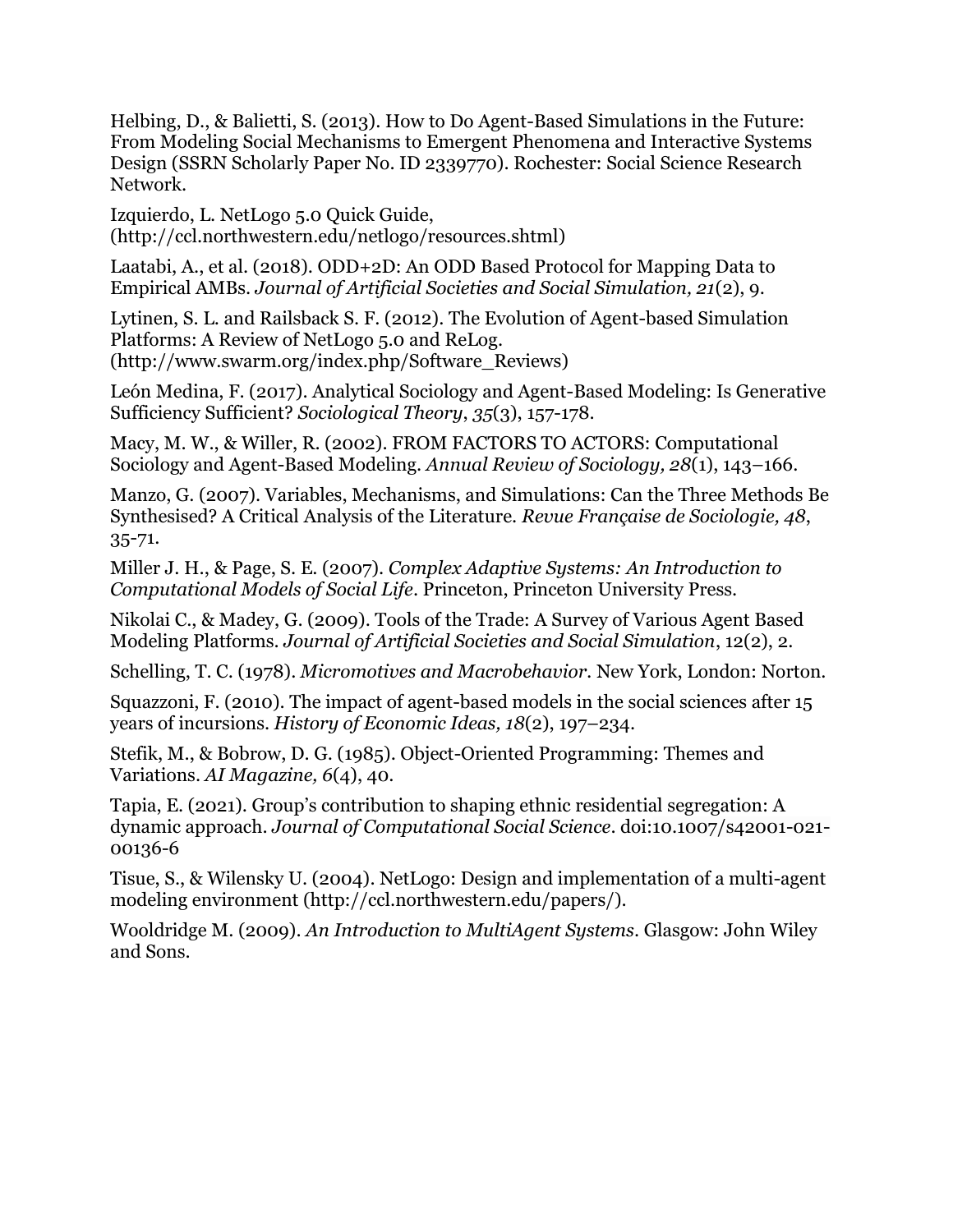Helbing, D., & Balietti, S. (2013). How to Do Agent-Based Simulations in the Future: From Modeling Social Mechanisms to Emergent Phenomena and Interactive Systems Design (SSRN Scholarly Paper No. ID 2339770). Rochester: Social Science Research Network.

Izquierdo, L. NetLogo 5.0 Quick Guide, (http://ccl.northwestern.edu/netlogo/resources.shtml)

Laatabi, A., et al. (2018). ODD+2D: An ODD Based Protocol for Mapping Data to Empirical AMBs. *Journal of Artificial Societies and Social Simulation, 21*(2), 9.

Lytinen, S. L. and Railsback S. F. (2012). The Evolution of Agent-based Simulation Platforms: A Review of NetLogo 5.0 and ReLog. (http://www.swarm.org/index.php/Software_Reviews)

León Medina, F. (2017). Analytical Sociology and Agent-Based Modeling: Is Generative Sufficiency Sufficient? *Sociological Theory*, *35*(3), 157-178.

Macy, M. W., & Willer, R. (2002). FROM FACTORS TO ACTORS: Computational Sociology and Agent-Based Modeling. *Annual Review of Sociology, 28*(1), 143–166.

Manzo, G. (2007). Variables, Mechanisms, and Simulations: Can the Three Methods Be Synthesised? A Critical Analysis of the Literature. *Revue Française de Sociologie, 48*, 35-71.

Miller J. H., & Page, S. E. (2007). *Complex Adaptive Systems: An Introduction to Computational Models of Social Life*. Princeton, Princeton University Press.

Nikolai C., & Madey, G. (2009). Tools of the Trade: A Survey of Various Agent Based Modeling Platforms. *Journal of Artificial Societies and Social Simulation*, 12(2), 2.

Schelling, T. C. (1978). *Micromotives and Macrobehavior.* New York, London: Norton.

Squazzoni, F. (2010). The impact of agent-based models in the social sciences after 15 years of incursions. *History of Economic Ideas, 18*(2), 197–234.

Stefik, M., & Bobrow, D. G. (1985). Object-Oriented Programming: Themes and Variations. *AI Magazine, 6*(4), 40.

Tapia, E. (2021). Group's contribution to shaping ethnic residential segregation: A dynamic approach. *Journal of Computational Social Science*. doi:10.1007/s42001-021-00136-6

Tisue, S., & Wilensky U. (2004). NetLogo: Design and implementation of a multi-agent modeling environment (http://ccl.northwestern.edu/papers/).

Wooldridge M. (2009). *An Introduction to MultiAgent Systems*. Glasgow: John Wiley and Sons.